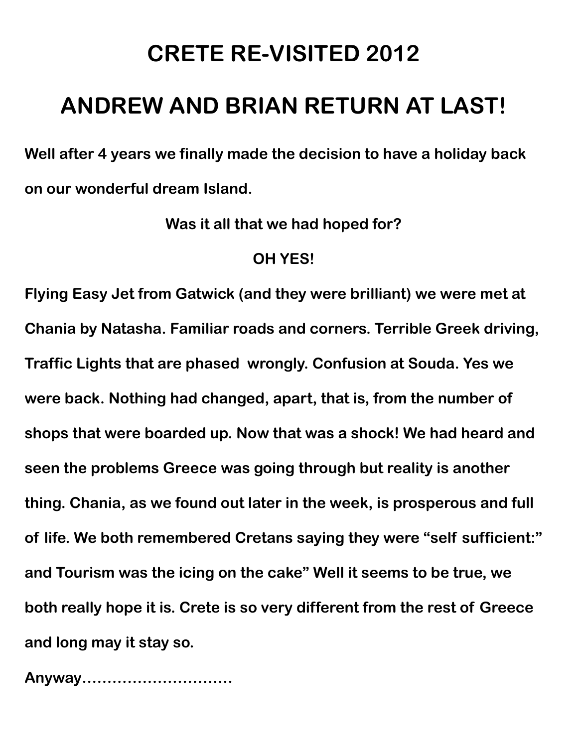# CRETE RE-VISITED 2012

# ANDREW AND BRIAN RETURN AT LAST!

**Well after 4 years we finally made the decision to have a holiday back on our wonderful dream Island.**

**Was it all that we had hoped for?**

**OH YES!**

**Flying Easy Jet from Gatwick (and they were brilliant) we were met at Chania by Natasha. Familiar roads and corners. Terrible Greek driving, Traffic Lights that are phased wrongly. Confusion at Souda. Yes we were back. Nothing had changed, apart, that is, from the number of shops that were boarded up. Now that was a shock! We had heard and seen the problems Greece was going through but reality is another thing. Chania, as we found out later in the week, is prosperous and full of life. We both remembered Cretans saying they were "self sufficient:" and Tourism was the icing on the cake" Well it seems to be true, we both really hope it is. Crete is so very different from the rest of Greece and long may it stay so.**

**Anyway…………………………**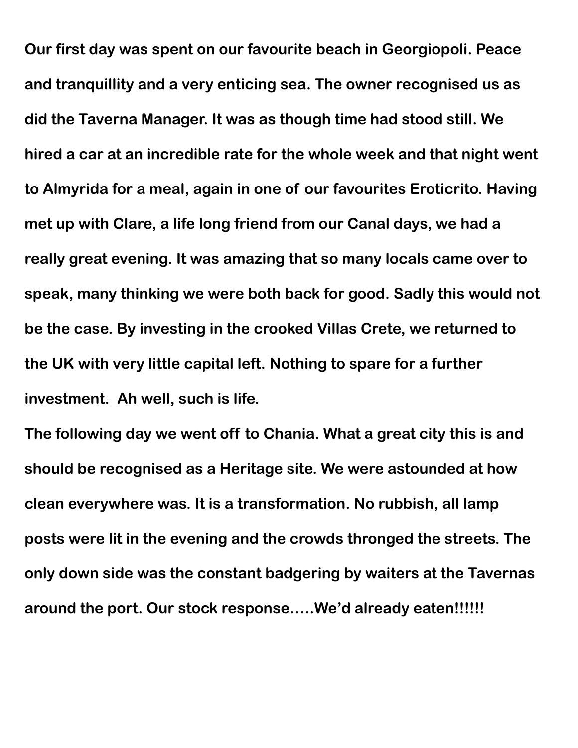Our first day was spent on our favourite beach in Georgiopoli. Peace and tranquillity and a very enticing sea. The owner recognised us as did the Taverna Manager. It was as though time had stood still. We hired a car at an incredible rate for the whole week and that night went to Almyrida for a meal, again in one of our favourites Eroticrito. Having met up with Clare, a life long friend from our Canal days, we had a really great evening. It was amazing that so many locals came over to speak, many thinking we were both back for good. Sadly this would not be the case. By investing in the crooked Villas Crete, we returned to the UK with very little capital left. Nothing to spare for a further investment.  Ah well, such is life.

The following day we went off to Chania. What a great city this is and should be recognised as a Heritage site. We were astounded at how clean everywhere was. It is a transformation. No rubbish, all lamp posts were lit in the evening and the crowds thronged the streets. The only down side was the constant badgering by waiters at the Tavernas around the port. Our stock response…..We'd already eaten!!!!!!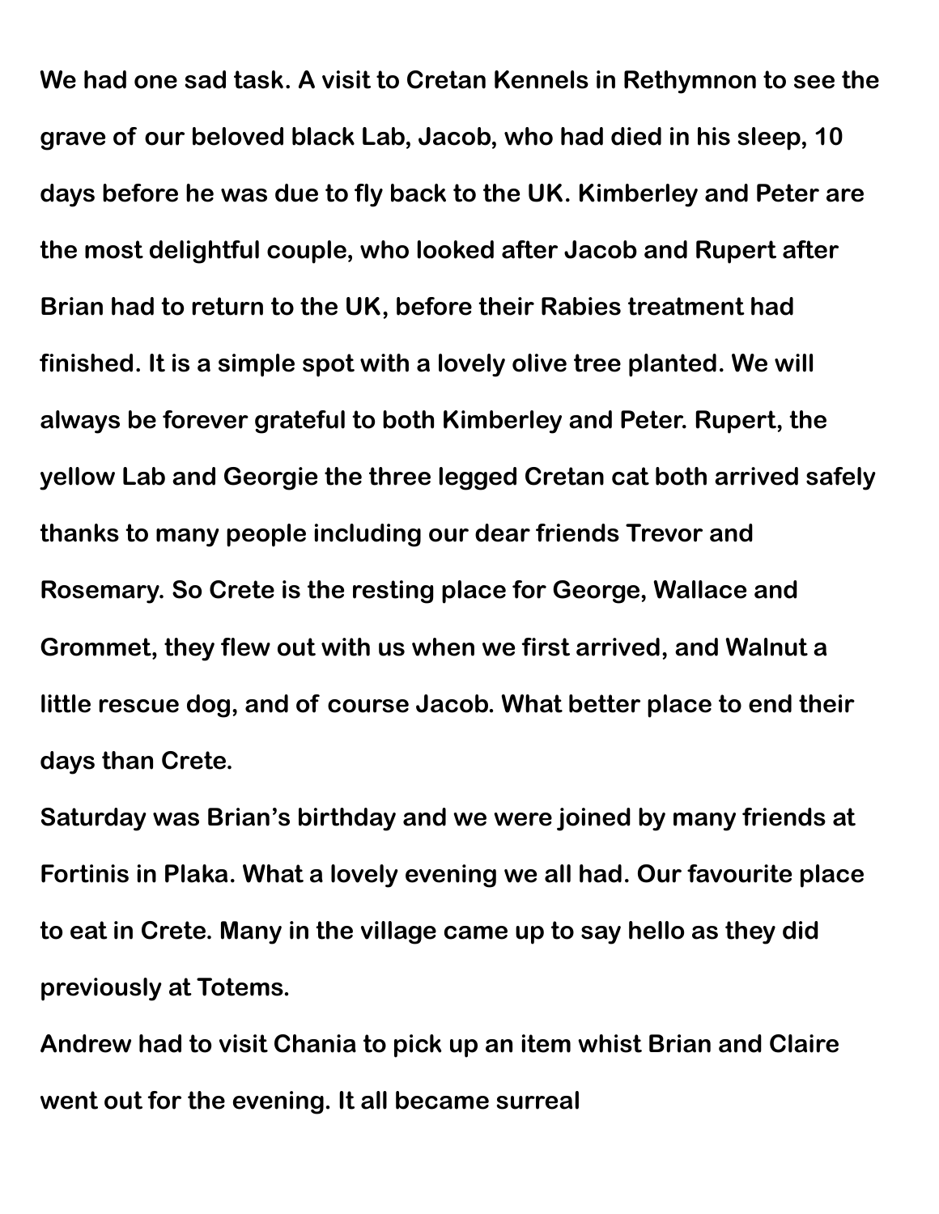We had one sad task. A visit to Cretan Kennels in Rethymnon to see the grave of our beloved black Lab, Jacob, who had died in his sleep, 10 days before he was due to fly back to the UK. Kimberley and Peter are the most delightful couple, who looked after Jacob and Rupert after Brian had to return to the UK, before their Rabies treatment had finished. It is a simple spot with a lovely olive tree planted. We will always be forever grateful to both Kimberley and Peter. Rupert, the yellow Lab and Georgie the three legged Cretan cat both arrived safely thanks to many people including our dear friends Trevor and Rosemary. So Crete is the resting place for George, Wallace and Grommet, they flew out with us when we first arrived, and Walnut a little rescue dog, and of course Jacob. What better place to end their days than Crete.

Saturday was Brian's birthday and we were joined by many friends at Fortinis in Plaka. What a lovely evening we all had. Our favourite place to eat in Crete. Many in the village came up to say hello as they did previously at Totems.

Andrew had to visit Chania to pick up an item whist Brian and Claire went out for the evening. It all became surreal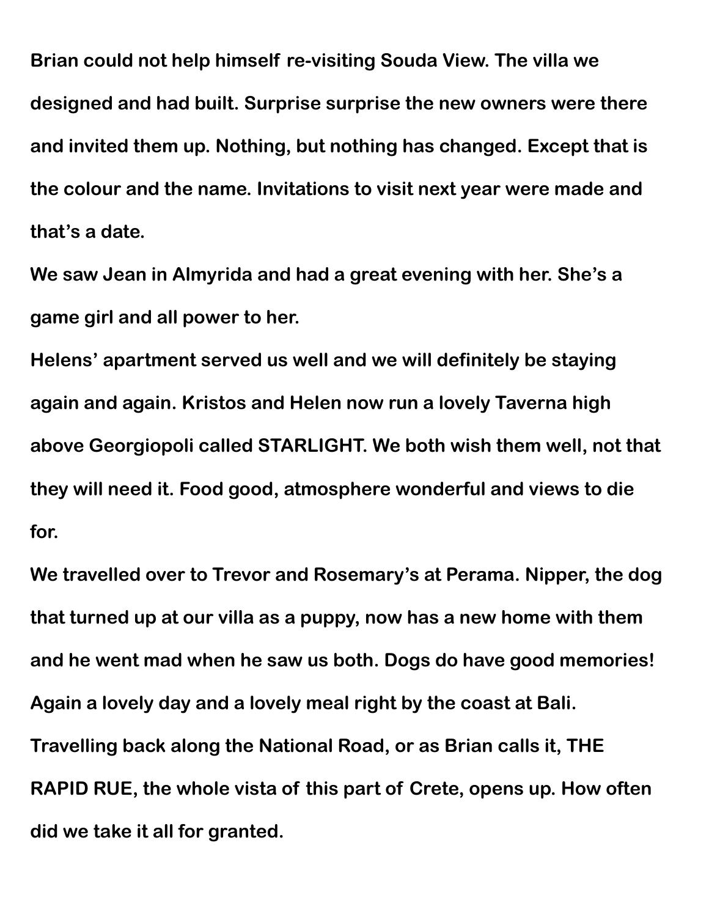Brian could not help himself re-visiting Souda View. The villa we designed and had built. Surprise surprise the new owners were there and invited them up. Nothing, but nothing has changed. Except that is the colour and the name. Invitations to visit next year were made and that's a date.

We saw Jean in Almyrida and had a great evening with her. She's a game girl and all power to her.

Helens' apartment served us well and we will definitely be staying again and again. Kristos and Helen now run a lovely Taverna high above Georgiopoli called STARLIGHT. We both wish them well, not that they will need it. Food good, atmosphere wonderful and views to die for.

We travelled over to Trevor and Rosemary's at Perama. Nipper, the dog that turned up at our villa as a puppy, now has a new home with them and he went mad when he saw us both. Dogs do have good memories! Again a lovely day and a lovely meal right by the coast at Bali. Travelling back along the National Road, or as Brian calls it, THE RAPID RUE, the whole vista of this part of Crete, opens up. How often did we take it all for granted.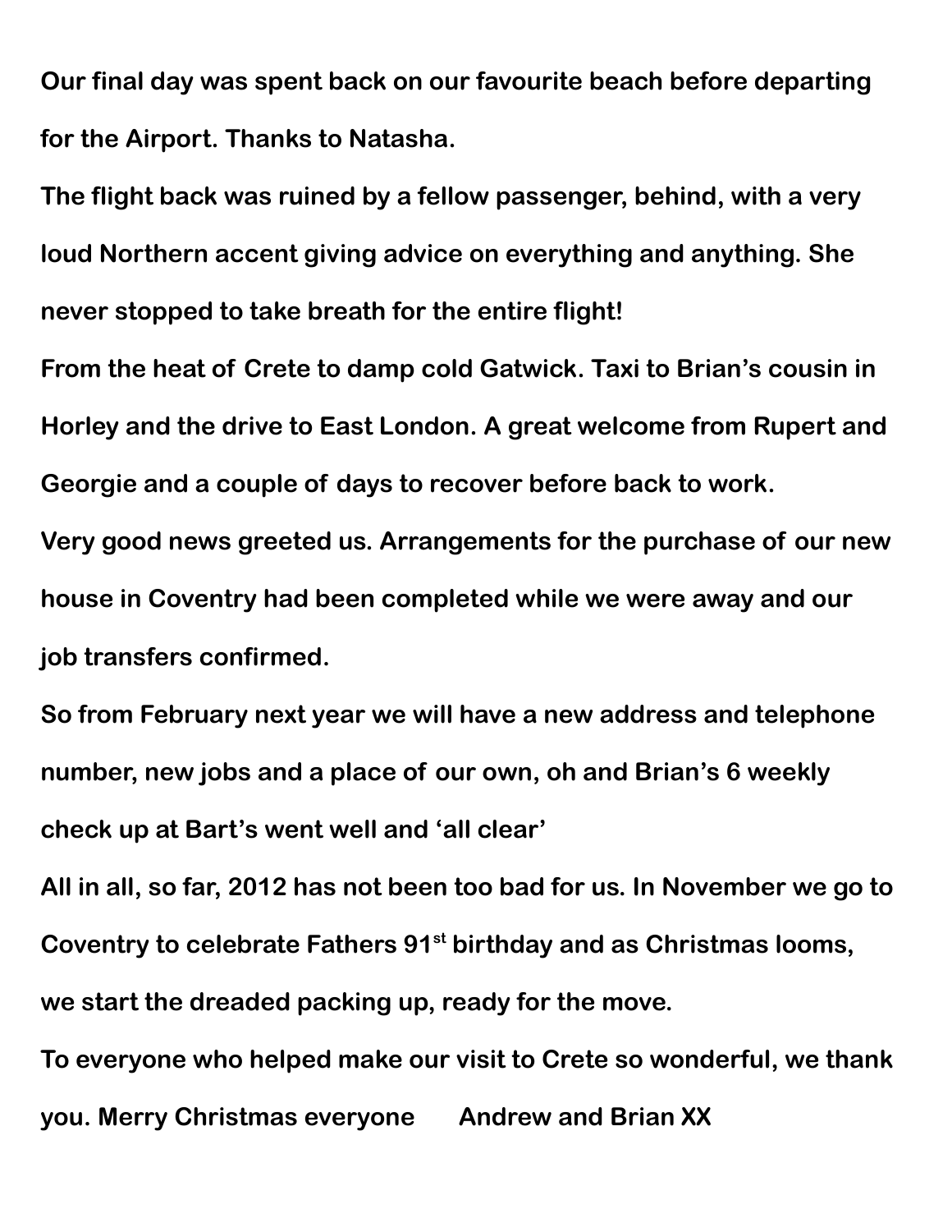**Our final day was spent back on our favourite beach before departing for the Airport. Thanks to Natasha.**

**The flight back was ruined by a fellow passenger, behind, with a very loud Northern accent giving advice on everything and anything. She never stopped to take breath for the entire flight!**

**From the heat of Crete to damp cold Gatwick. Taxi to Brian's cousin in Horley and the drive to East London. A great welcome from Rupert and Georgie and a couple of days to recover before back to work.**

**Very good news greeted us. Arrangements for the purchase of our new house in Coventry had been completed while we were away and our job transfers confirmed.**

**So from February next year we will have a new address and telephone number, new jobs and a place of our own, oh and Brian's 6 weekly check up at Bart's went well and 'all clear'**

**All in all, so far, 2012 has not been too bad for us. In November we go to Coventry to celebrate Fathers 91st birthday and as Christmas looms, we start the dreaded packing up, ready for the move.**

**To everyone who helped make our visit to Crete so wonderful, we thank you. Merry Christmas everyone Andrew and Brian XX**